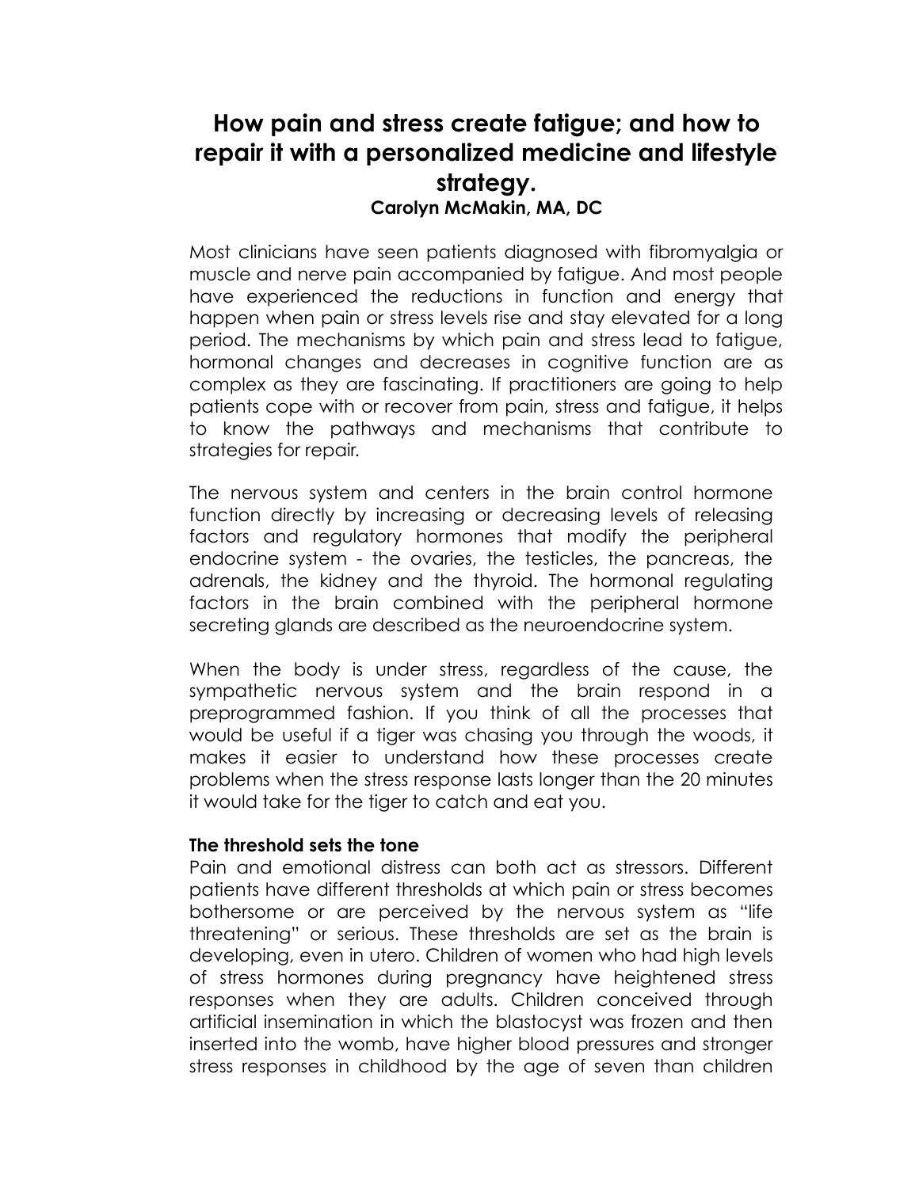# How pain and stress create fatigue; and how to repair it with a personalized medicine and lifestyle strategy.

**Carolyn McMakin, MA, DC**

Most clinicians have seen patients diagnosed with fibromyalgia or muscle and nerve pain accompanied by fatigue. And most people have experienced the reductions in function and energy that happen when pain or stress levels rise and stay elevated for a long period. The mechanisms by which pain and stress lead to fatigue, hormonal changes and decreases in cognitive function are as complex as they are fascinating. If practitioners are going to help patients cope with or recover from pain, stress and fatigue, it helps to know the pathways and mechanisms that contribute to strategies for repair.

The nervous system and centers in the brain control hormone function directly by increasing or decreasing levels of releasing factors and regulatory hormones that modify the peripheral endocrine system - the ovaries, the testicles, the pancreas, the adrenals, the kidney and the thyroid. The hormonal regulating factors in the brain combined with the peripheral hormone secreting glands are described as the neuroendocrine system.

When the body is under stress, regardless of the cause, the sympathetic nervous system and the brain respond in a preprogrammed fashion. If you think of all the processes that would be useful if a tiger was chasing you through the woods, it makes it easier to understand how these processes create problems when the stress response lasts longer than the 20 minutes it would take for the tiger to catch and eat you.

**The threshold sets the tone**

Pain and emotional distress can both act as stressors. Different patients have different thresholds at which pain or stress becomes bothersome or are perceived by the nervous system as "life threatening" or serious. These thresholds are set as the brain is developing, even in utero. Children of women who had high levels of stress hormones during pregnancy have heightened stress responses when they are adults. Children conceived through artificial insemination in which the blastocyst was frozen and then inserted into the womb, have higher blood pressures and stronger stress responses in childhood by the age of seven than children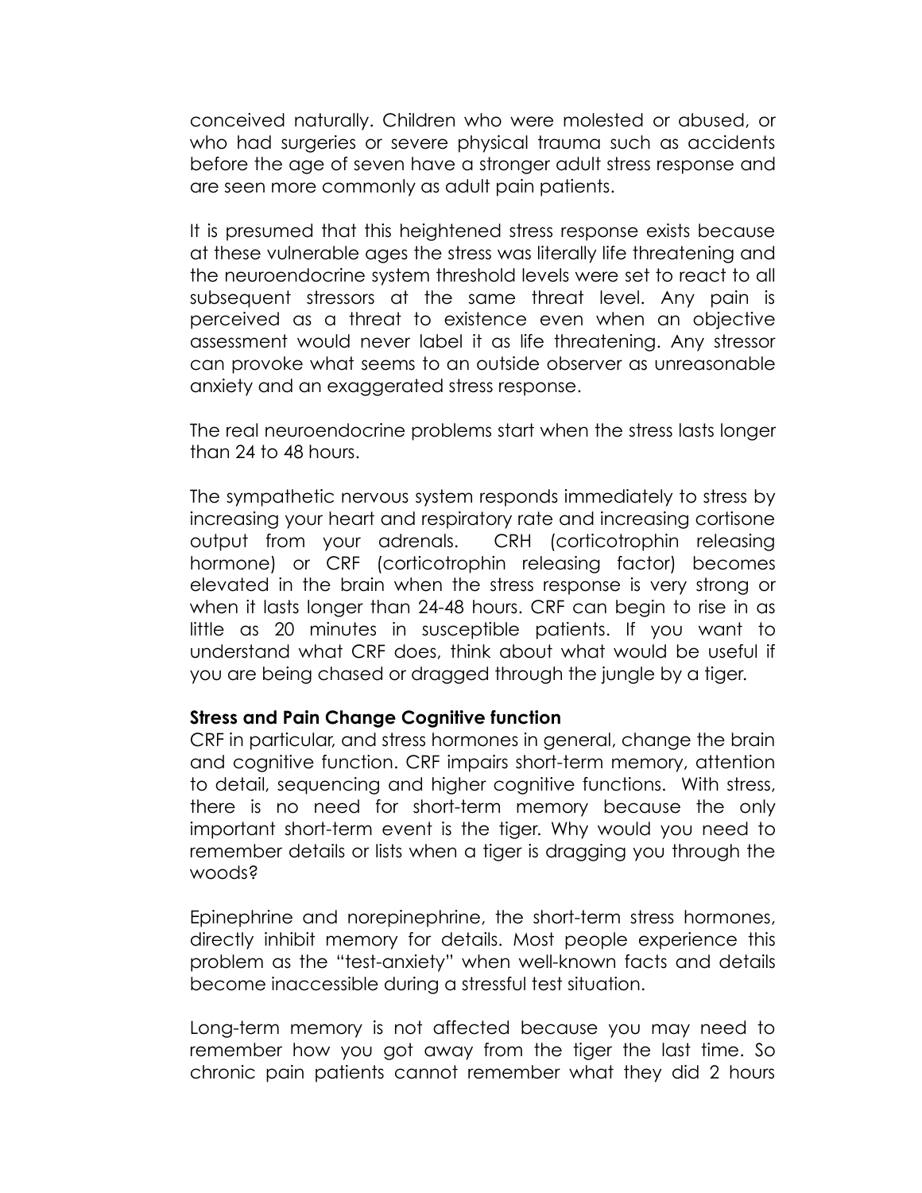conceived naturally. Children who were molested or abused, or who had surgeries or severe physical trauma such as accidents before the age of seven have a stronger adult stress response and are seen more commonly as adult pain patients.

It is presumed that this heightened stress response exists because at these vulnerable ages the stress was literally life threatening and the neuroendocrine system threshold levels were set to react to all subsequent stressors at the same threat level. Any pain is perceived as a threat to existence even when an objective assessment would never label it as life threatening. Any stressor can provoke what seems to an outside observer as unreasonable anxiety and an exaggerated stress response.

The real neuroendocrine problems start when the stress lasts longer than 24 to 48 hours.

The sympathetic nervous system responds immediately to stress by increasing your heart and respiratory rate and increasing cortisone output from your adrenals. CRH (corticotrophin releasing hormone) or CRF (corticotrophin releasing factor) becomes elevated in the brain when the stress response is very strong or when it lasts longer than 24-48 hours. CRF can begin to rise in as little as 20 minutes in susceptible patients. If you want to understand what CRF does, think about what would be useful if you are being chased or dragged through the jungle by a tiger.

**Stress and Pain Change Cognitive function**

CRF in particular, and stress hormones in general, change the brain and cognitive function. CRF impairs short-term memory, attention to detail, sequencing and higher cognitive functions. With stress, there is no need for short-term memory because the only important short-term event is the tiger. Why would you need to remember details or lists when a tiger is dragging you through the woods?

Epinephrine and norepinephrine, the short-term stress hormones, directly inhibit memory for details. Most people experience this problem as the "test-anxiety" when well-known facts and details become inaccessible during a stressful test situation.

Long-term memory is not affected because you may need to remember how you got away from the tiger the last time. So chronic pain patients cannot remember what they did 2 hours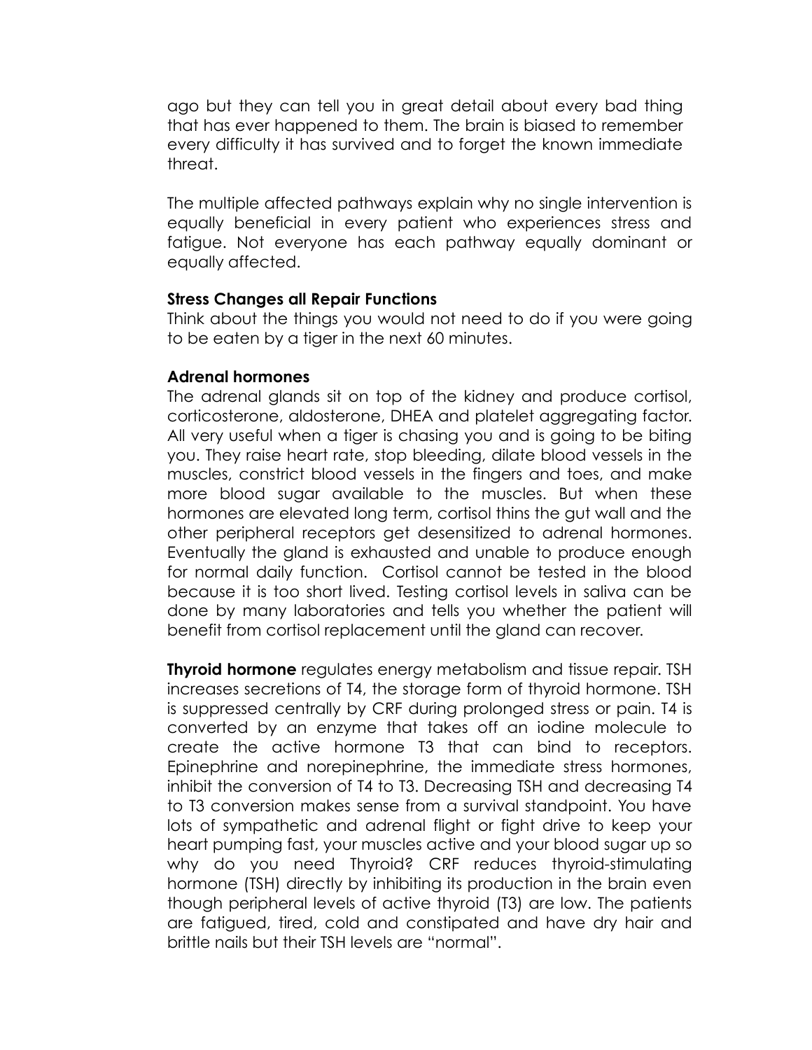ago but they can tell you in great detail about every bad thing that has ever happened to them. The brain is biased to remember every difficulty it has survived and to forget the known immediate threat.

The multiple affected pathways explain why no single intervention is equally beneficial in every patient who experiences stress and fatigue. Not everyone has each pathway equally dominant or equally affected.

**Stress Changes all Repair Functions**

Think about the things you would not need to do if you were going to be eaten by a tiger in the next 60 minutes.

**Adrenal hormones**

The adrenal glands sit on top of the kidney and produce cortisol, corticosterone, aldosterone, DHEA and platelet aggregating factor. All very useful when a tiger is chasing you and is going to be biting you. They raise heart rate, stop bleeding, dilate blood vessels in the muscles, constrict blood vessels in the fingers and toes, and make more blood sugar available to the muscles. But when these hormones are elevated long term, cortisol thins the gut wall and the other peripheral receptors get desensitized to adrenal hormones. Eventually the gland is exhausted and unable to produce enough for normal daily function. Cortisol cannot be tested in the blood because it is too short lived. Testing cortisol levels in saliva can be done by many laboratories and tells you whether the patient will benefit from cortisol replacement until the gland can recover.

**Thyroid hormone** regulates energy metabolism and tissue repair. TSH increases secretions of T4, the storage form of thyroid hormone. TSH is suppressed centrally by CRF during prolonged stress or pain. T4 is converted by an enzyme that takes off an iodine molecule to create the active hormone T3 that can bind to receptors. Epinephrine and norepinephrine, the immediate stress hormones, inhibit the conversion of T4 to T3. Decreasing TSH and decreasing T4 to T3 conversion makes sense from a survival standpoint. You have lots of sympathetic and adrenal flight or fight drive to keep your heart pumping fast, your muscles active and your blood sugar up so why do you need Thyroid? CRF reduces thyroid-stimulating hormone (TSH) directly by inhibiting its production in the brain even though peripheral levels of active thyroid (T3) are low. The patients are fatigued, tired, cold and constipated and have dry hair and brittle nails but their TSH levels are "normal".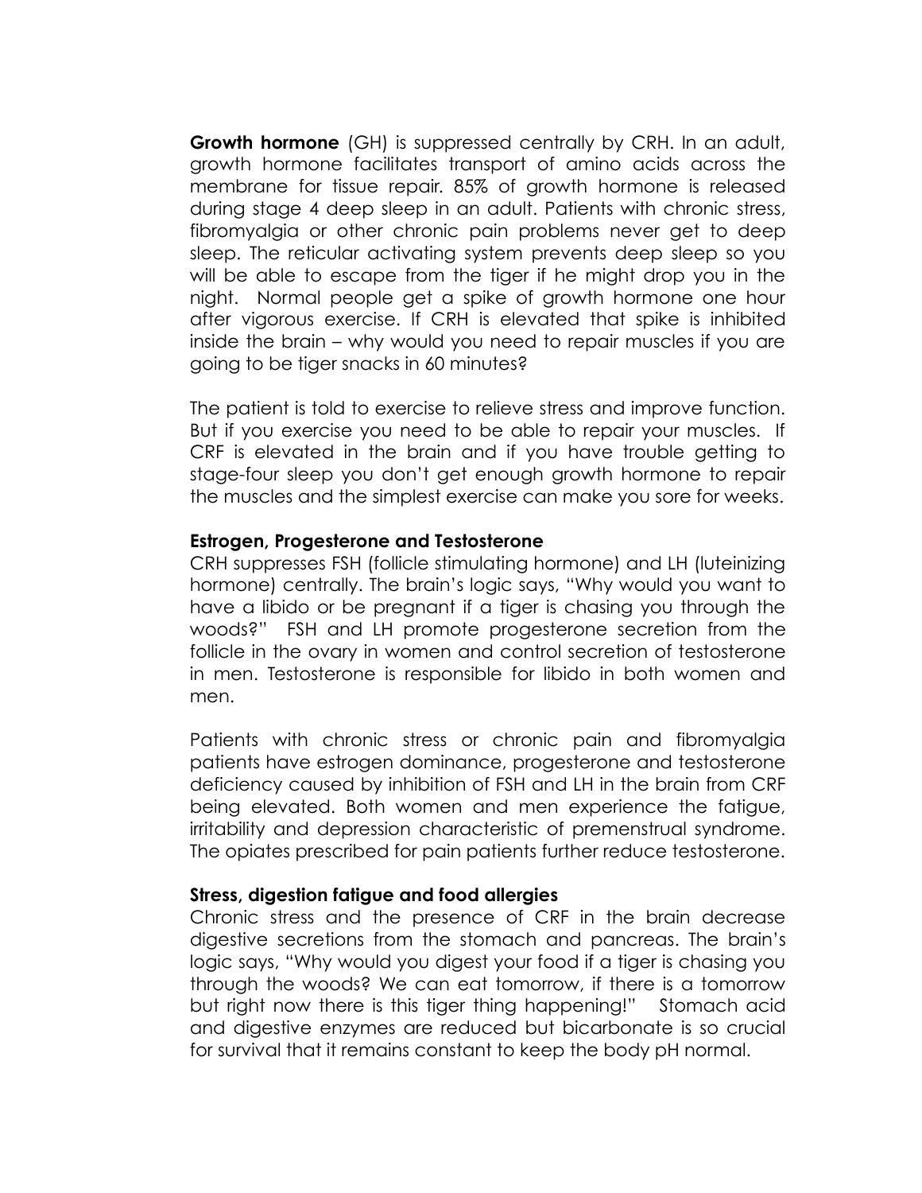**Growth hormone** (GH) is suppressed centrally by CRH. In an adult, growth hormone facilitates transport of amino acids across the membrane for tissue repair. 85% of growth hormone is released during stage 4 deep sleep in an adult. Patients with chronic stress, fibromyalgia or other chronic pain problems never get to deep sleep. The reticular activating system prevents deep sleep so you will be able to escape from the tiger if he might drop you in the night. Normal people get a spike of growth hormone one hour after vigorous exercise. If CRH is elevated that spike is inhibited inside the brain – why would you need to repair muscles if you are going to be tiger snacks in 60 minutes?

The patient is told to exercise to relieve stress and improve function. But if you exercise you need to be able to repair your muscles. If CRF is elevated in the brain and if you have trouble getting to stage-four sleep you don't get enough growth hormone to repair the muscles and the simplest exercise can make you sore for weeks.

**Estrogen, Progesterone and Testosterone**

CRH suppresses FSH (follicle stimulating hormone) and LH (luteinizing hormone) centrally. The brain's logic says, "Why would you want to have a libido or be pregnant if a tiger is chasing you through the woods?" FSH and LH promote progesterone secretion from the follicle in the ovary in women and control secretion of testosterone in men. Testosterone is responsible for libido in both women and men.

Patients with chronic stress or chronic pain and fibromyalgia patients have estrogen dominance, progesterone and testosterone deficiency caused by inhibition of FSH and LH in the brain from CRF being elevated. Both women and men experience the fatigue, irritability and depression characteristic of premenstrual syndrome. The opiates prescribed for pain patients further reduce testosterone.

**Stress, digestion fatigue and food allergies**

Chronic stress and the presence of CRF in the brain decrease digestive secretions from the stomach and pancreas. The brain's logic says, "Why would you digest your food if a tiger is chasing you through the woods? We can eat tomorrow, if there is a tomorrow but right now there is this tiger thing happening!" Stomach acid and digestive enzymes are reduced but bicarbonate is so crucial for survival that it remains constant to keep the body pH normal.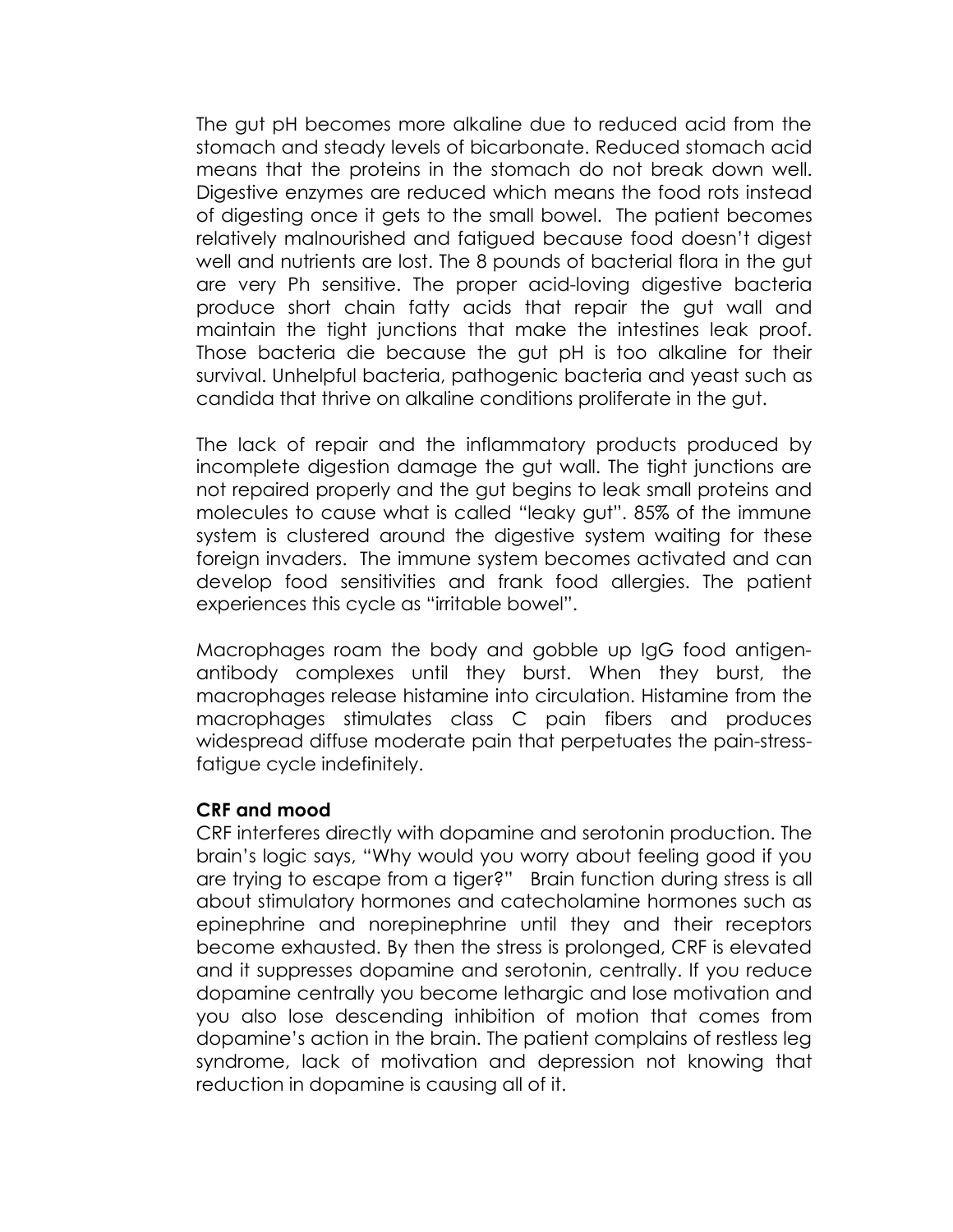The gut pH becomes more alkaline due to reduced acid from the stomach and steady levels of bicarbonate. Reduced stomach acid means that the proteins in the stomach do not break down well. Digestive enzymes are reduced which means the food rots instead of digesting once it gets to the small bowel. The patient becomes relatively malnourished and fatigued because food doesn't digest well and nutrients are lost. The 8 pounds of bacterial flora in the gut are very Ph sensitive. The proper acid-loving digestive bacteria produce short chain fatty acids that repair the gut wall and maintain the tight junctions that make the intestines leak proof. Those bacteria die because the gut pH is too alkaline for their survival. Unhelpful bacteria, pathogenic bacteria and yeast such as candida that thrive on alkaline conditions proliferate in the gut.

The lack of repair and the inflammatory products produced by incomplete digestion damage the gut wall. The tight junctions are not repaired properly and the gut begins to leak small proteins and molecules to cause what is called "leaky gut". 85% of the immune system is clustered around the digestive system waiting for these foreign invaders. The immune system becomes activated and can develop food sensitivities and frank food allergies. The patient experiences this cycle as "irritable bowel".

Macrophages roam the body and gobble up IgG food antigen-antibody complexes until they burst. When they burst, the macrophages release histamine into circulation. Histamine from the macrophages stimulates class C pain fibers and produces widespread diffuse moderate pain that perpetuates the pain-stress-fatigue cycle indefinitely.

**CRF and mood**

CRF interferes directly with dopamine and serotonin production. The brain's logic says, "Why would you worry about feeling good if you are trying to escape from a tiger?" Brain function during stress is all about stimulatory hormones and catecholamine hormones such as epinephrine and norepinephrine until they and their receptors become exhausted. By then the stress is prolonged, CRF is elevated and it suppresses dopamine and serotonin, centrally. If you reduce dopamine centrally you become lethargic and lose motivation and you also lose descending inhibition of motion that comes from dopamine's action in the brain. The patient complains of restless leg syndrome, lack of motivation and depression not knowing that reduction in dopamine is causing all of it.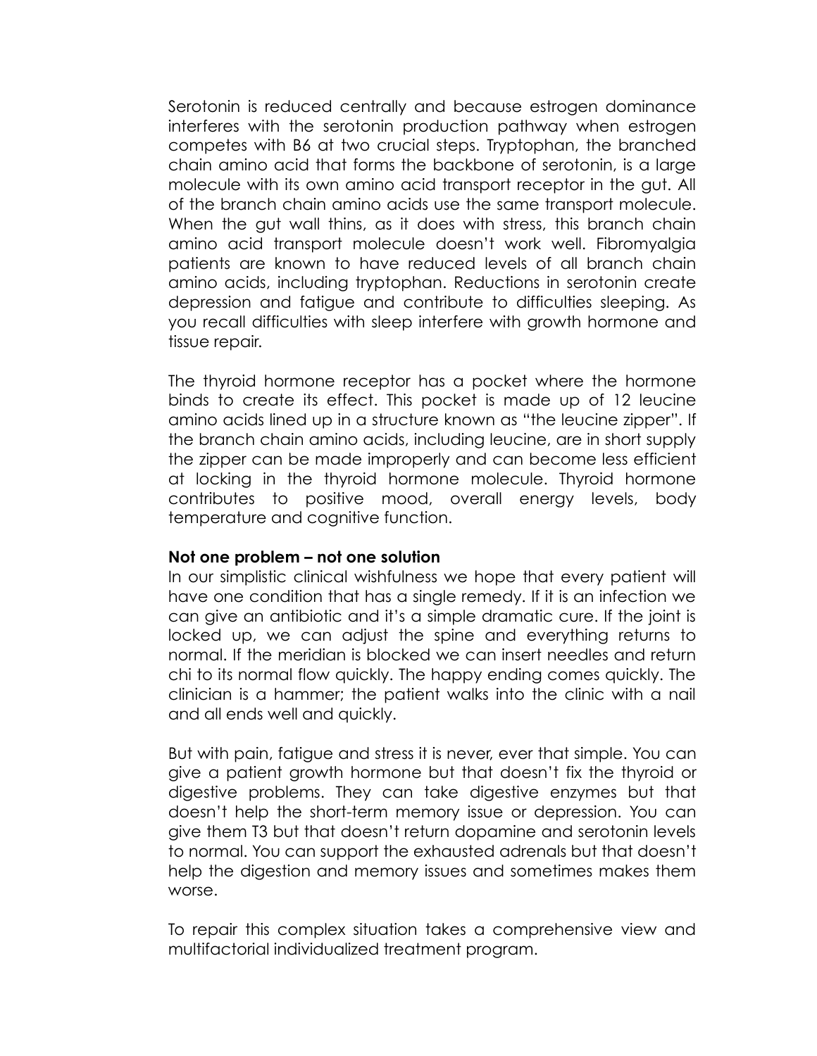Serotonin is reduced centrally and because estrogen dominance interferes with the serotonin production pathway when estrogen competes with B6 at two crucial steps. Tryptophan, the branched chain amino acid that forms the backbone of serotonin, is a large molecule with its own amino acid transport receptor in the gut. All of the branch chain amino acids use the same transport molecule. When the gut wall thins, as it does with stress, this branch chain amino acid transport molecule doesn't work well. Fibromyalgia patients are known to have reduced levels of all branch chain amino acids, including tryptophan. Reductions in serotonin create depression and fatigue and contribute to difficulties sleeping. As you recall difficulties with sleep interfere with growth hormone and tissue repair.

The thyroid hormone receptor has a pocket where the hormone binds to create its effect. This pocket is made up of 12 leucine amino acids lined up in a structure known as "the leucine zipper". If the branch chain amino acids, including leucine, are in short supply the zipper can be made improperly and can become less efficient at locking in the thyroid hormone molecule. Thyroid hormone contributes to positive mood, overall energy levels, body temperature and cognitive function.

**Not one problem – not one solution**

In our simplistic clinical wishfulness we hope that every patient will have one condition that has a single remedy. If it is an infection we can give an antibiotic and it's a simple dramatic cure. If the joint is locked up, we can adjust the spine and everything returns to normal. If the meridian is blocked we can insert needles and return chi to its normal flow quickly. The happy ending comes quickly. The clinician is a hammer; the patient walks into the clinic with a nail and all ends well and quickly.

But with pain, fatigue and stress it is never, ever that simple. You can give a patient growth hormone but that doesn't fix the thyroid or digestive problems. They can take digestive enzymes but that doesn't help the short-term memory issue or depression. You can give them T3 but that doesn't return dopamine and serotonin levels to normal. You can support the exhausted adrenals but that doesn't help the digestion and memory issues and sometimes makes them worse.

To repair this complex situation takes a comprehensive view and multifactorial individualized treatment program.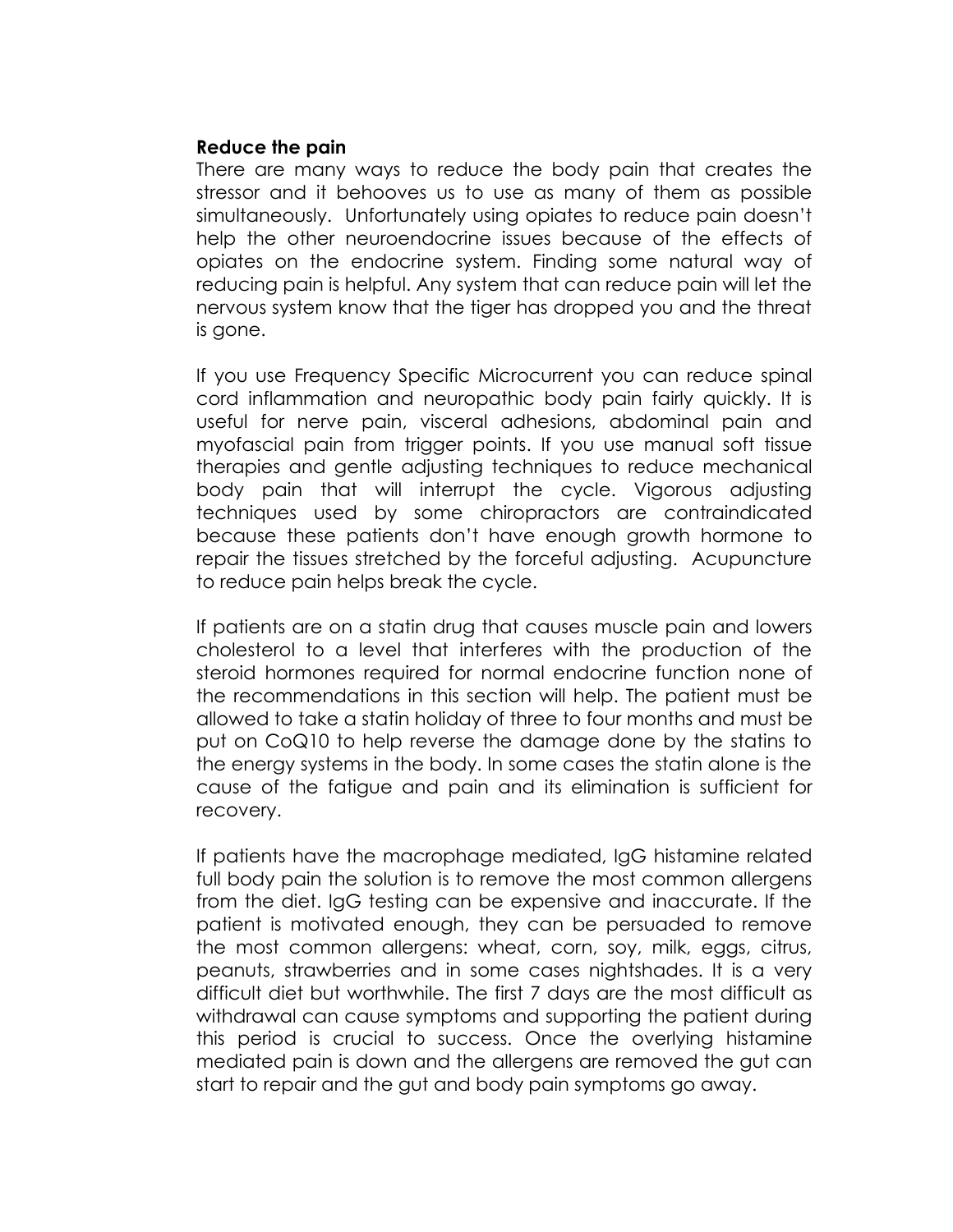**Reduce the pain**

There are many ways to reduce the body pain that creates the stressor and it behooves us to use as many of them as possible simultaneously. Unfortunately using opiates to reduce pain doesn't help the other neuroendocrine issues because of the effects of opiates on the endocrine system. Finding some natural way of reducing pain is helpful. Any system that can reduce pain will let the nervous system know that the tiger has dropped you and the threat is gone.

If you use Frequency Specific Microcurrent you can reduce spinal cord inflammation and neuropathic body pain fairly quickly. It is useful for nerve pain, visceral adhesions, abdominal pain and myofascial pain from trigger points. If you use manual soft tissue therapies and gentle adjusting techniques to reduce mechanical body pain that will interrupt the cycle. Vigorous adjusting techniques used by some chiropractors are contraindicated because these patients don't have enough growth hormone to repair the tissues stretched by the forceful adjusting. Acupuncture to reduce pain helps break the cycle.

If patients are on a statin drug that causes muscle pain and lowers cholesterol to a level that interferes with the production of the steroid hormones required for normal endocrine function none of the recommendations in this section will help. The patient must be allowed to take a statin holiday of three to four months and must be put on CoQ10 to help reverse the damage done by the statins to the energy systems in the body. In some cases the statin alone is the cause of the fatigue and pain and its elimination is sufficient for recovery.

If patients have the macrophage mediated, IgG histamine related full body pain the solution is to remove the most common allergens from the diet. IgG testing can be expensive and inaccurate. If the patient is motivated enough, they can be persuaded to remove the most common allergens: wheat, corn, soy, milk, eggs, citrus, peanuts, strawberries and in some cases nightshades. It is a very difficult diet but worthwhile. The first 7 days are the most difficult as withdrawal can cause symptoms and supporting the patient during this period is crucial to success. Once the overlying histamine mediated pain is down and the allergens are removed the gut can start to repair and the gut and body pain symptoms go away.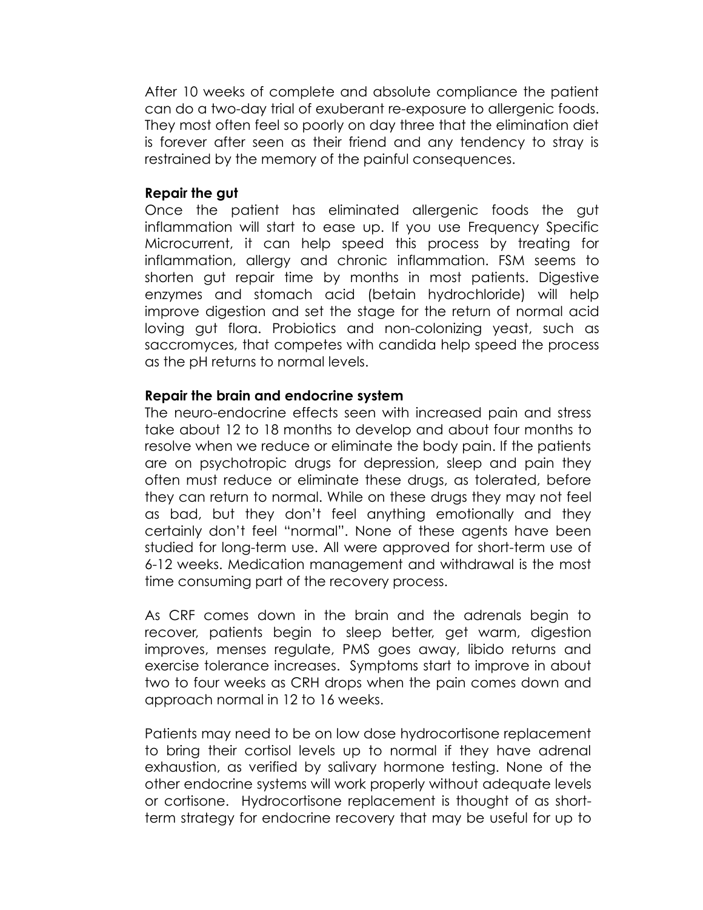After 10 weeks of complete and absolute compliance the patient can do a two-day trial of exuberant re-exposure to allergenic foods. They most often feel so poorly on day three that the elimination diet is forever after seen as their friend and any tendency to stray is restrained by the memory of the painful consequences.

**Repair the gut**

Once the patient has eliminated allergenic foods the gut inflammation will start to ease up. If you use Frequency Specific Microcurrent, it can help speed this process by treating for inflammation, allergy and chronic inflammation. FSM seems to shorten gut repair time by months in most patients. Digestive enzymes and stomach acid (betain hydrochloride) will help improve digestion and set the stage for the return of normal acid loving gut flora. Probiotics and non-colonizing yeast, such as saccromyces, that competes with candida help speed the process as the pH returns to normal levels.

**Repair the brain and endocrine system**

The neuro-endocrine effects seen with increased pain and stress take about 12 to 18 months to develop and about four months to resolve when we reduce or eliminate the body pain. If the patients are on psychotropic drugs for depression, sleep and pain they often must reduce or eliminate these drugs, as tolerated, before they can return to normal. While on these drugs they may not feel as bad, but they don't feel anything emotionally and they certainly don't feel "normal". None of these agents have been studied for long-term use. All were approved for short-term use of 6-12 weeks. Medication management and withdrawal is the most time consuming part of the recovery process.

As CRF comes down in the brain and the adrenals begin to recover, patients begin to sleep better, get warm, digestion improves, menses regulate, PMS goes away, libido returns and exercise tolerance increases. Symptoms start to improve in about two to four weeks as CRH drops when the pain comes down and approach normal in 12 to 16 weeks.

Patients may need to be on low dose hydrocortisone replacement to bring their cortisol levels up to normal if they have adrenal exhaustion, as verified by salivary hormone testing. None of the other endocrine systems will work properly without adequate levels or cortisone. Hydrocortisone replacement is thought of as short-term strategy for endocrine recovery that may be useful for up to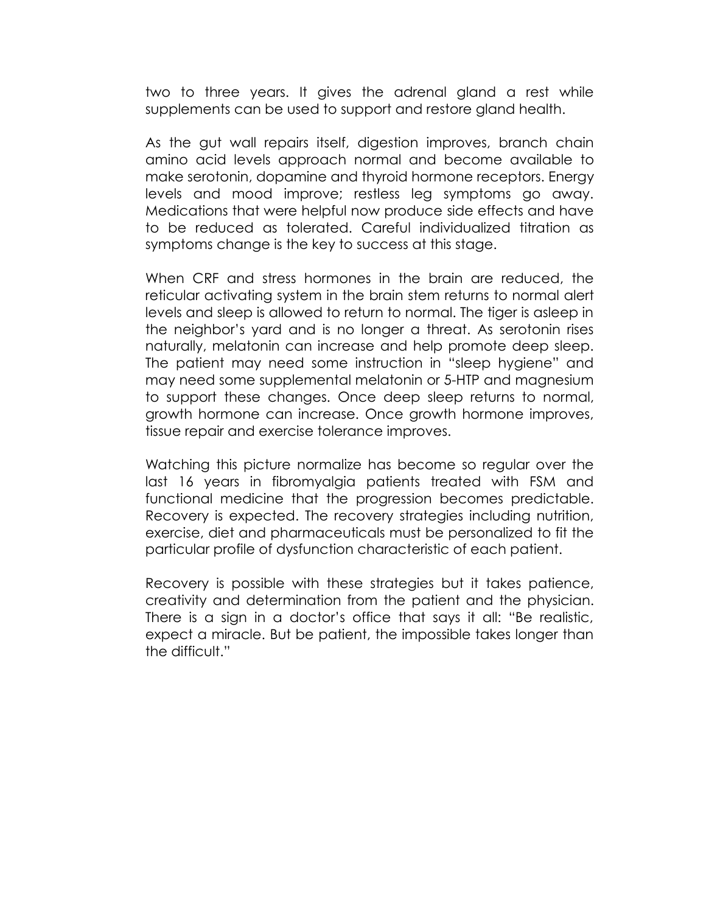two to three years. It gives the adrenal gland a rest while supplements can be used to support and restore gland health.

As the gut wall repairs itself, digestion improves, branch chain amino acid levels approach normal and become available to make serotonin, dopamine and thyroid hormone receptors. Energy levels and mood improve; restless leg symptoms go away. Medications that were helpful now produce side effects and have to be reduced as tolerated. Careful individualized titration as symptoms change is the key to success at this stage.

When CRF and stress hormones in the brain are reduced, the reticular activating system in the brain stem returns to normal alert levels and sleep is allowed to return to normal. The tiger is asleep in the neighbor's yard and is no longer a threat. As serotonin rises naturally, melatonin can increase and help promote deep sleep. The patient may need some instruction in "sleep hygiene" and may need some supplemental melatonin or 5-HTP and magnesium to support these changes. Once deep sleep returns to normal, growth hormone can increase. Once growth hormone improves, tissue repair and exercise tolerance improves.

Watching this picture normalize has become so regular over the last 16 years in fibromyalgia patients treated with FSM and functional medicine that the progression becomes predictable. Recovery is expected. The recovery strategies including nutrition, exercise, diet and pharmaceuticals must be personalized to fit the particular profile of dysfunction characteristic of each patient.

Recovery is possible with these strategies but it takes patience, creativity and determination from the patient and the physician. There is a sign in a doctor's office that says it all: "Be realistic, expect a miracle. But be patient, the impossible takes longer than the difficult."